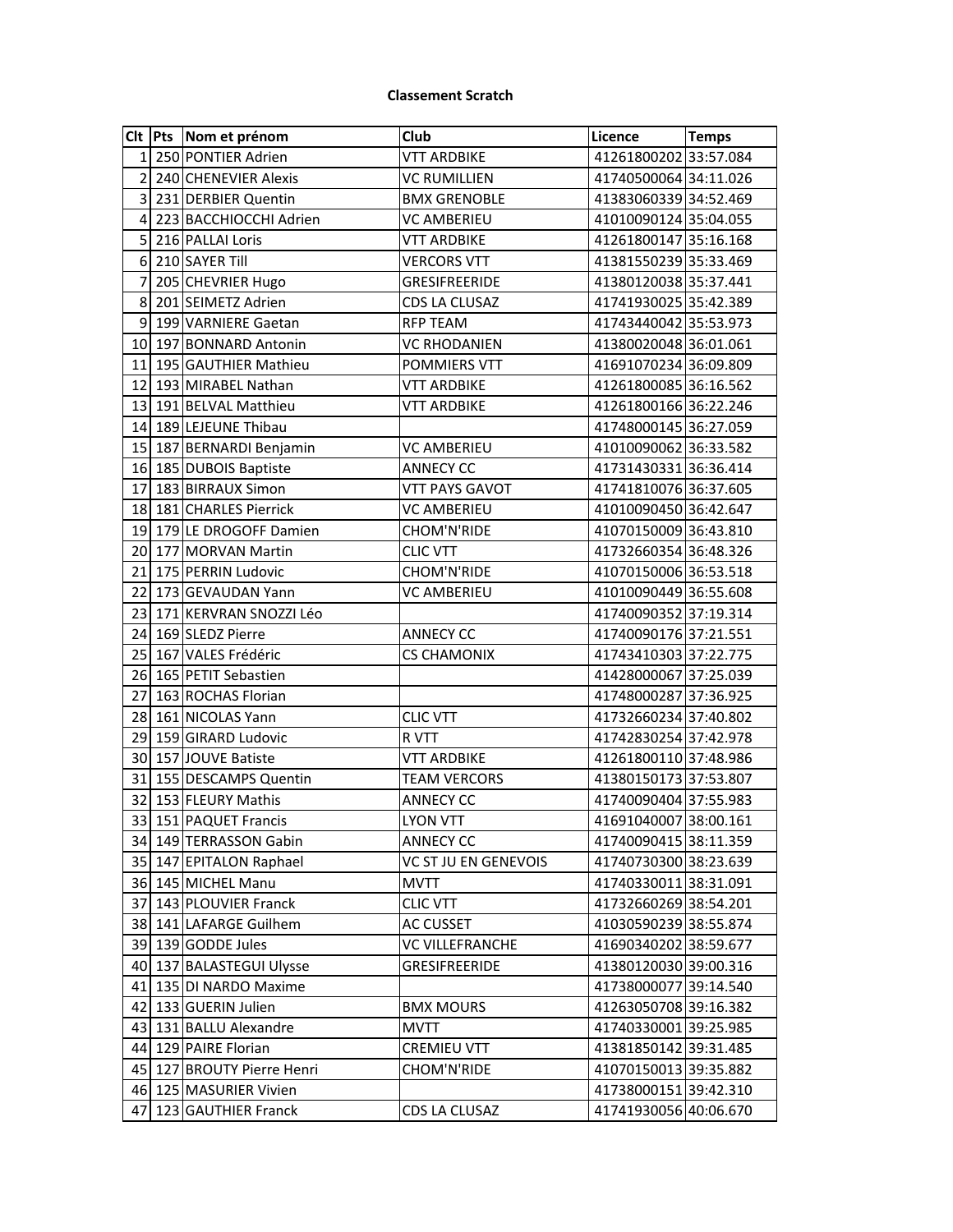**Classement Scratch**

| Clt | Pts | Nom et prénom | Club | Licence | Temps |
|---|---|---|---|---|---|
| 1 | 250 | PONTIER Adrien | VTT ARDBIKE | 41261800202 | 33:57.084 |
| 2 | 240 | CHENEVIER Alexis | VC RUMILLIEN | 41740500064 | 34:11.026 |
| 3 | 231 | DERBIER Quentin | BMX GRENOBLE | 41383060339 | 34:52.469 |
| 4 | 223 | BACCHIOCCHI Adrien | VC AMBERIEU | 41010090124 | 35:04.055 |
| 5 | 216 | PALLAI Loris | VTT ARDBIKE | 41261800147 | 35:16.168 |
| 6 | 210 | SAYER Till | VERCORS VTT | 41381550239 | 35:33.469 |
| 7 | 205 | CHEVRIER Hugo | GRESIFREERIDE | 41380120038 | 35:37.441 |
| 8 | 201 | SEIMETZ Adrien | CDS LA CLUSAZ | 41741930025 | 35:42.389 |
| 9 | 199 | VARNIERE Gaetan | RFP TEAM | 41743440042 | 35:53.973 |
| 10 | 197 | BONNARD Antonin | VC RHODANIEN | 41380020048 | 36:01.061 |
| 11 | 195 | GAUTHIER Mathieu | POMMIERS VTT | 41691070234 | 36:09.809 |
| 12 | 193 | MIRABEL Nathan | VTT ARDBIKE | 41261800085 | 36:16.562 |
| 13 | 191 | BELVAL Matthieu | VTT ARDBIKE | 41261800166 | 36:22.246 |
| 14 | 189 | LEJEUNE Thibau | | 41748000145 | 36:27.059 |
| 15 | 187 | BERNARDI Benjamin | VC AMBERIEU | 41010090062 | 36:33.582 |
| 16 | 185 | DUBOIS Baptiste | ANNECY CC | 41731430331 | 36:36.414 |
| 17 | 183 | BIRRAUX Simon | VTT PAYS GAVOT | 41741810076 | 36:37.605 |
| 18 | 181 | CHARLES Pierrick | VC AMBERIEU | 41010090450 | 36:42.647 |
| 19 | 179 | LE DROGOFF Damien | CHOM'N'RIDE | 41070150009 | 36:43.810 |
| 20 | 177 | MORVAN Martin | CLIC VTT | 41732660354 | 36:48.326 |
| 21 | 175 | PERRIN Ludovic | CHOM'N'RIDE | 41070150006 | 36:53.518 |
| 22 | 173 | GEVAUDAN Yann | VC AMBERIEU | 41010090449 | 36:55.608 |
| 23 | 171 | KERVRAN SNOZZI Léo | | 41740090352 | 37:19.314 |
| 24 | 169 | SLEDZ Pierre | ANNECY CC | 41740090176 | 37:21.551 |
| 25 | 167 | VALES Frédéric | CS CHAMONIX | 41743410303 | 37:22.775 |
| 26 | 165 | PETIT Sebastien | | 41428000067 | 37:25.039 |
| 27 | 163 | ROCHAS Florian | | 41748000287 | 37:36.925 |
| 28 | 161 | NICOLAS Yann | CLIC VTT | 41732660234 | 37:40.802 |
| 29 | 159 | GIRARD Ludovic | R VTT | 41742830254 | 37:42.978 |
| 30 | 157 | JOUVE Batiste | VTT ARDBIKE | 41261800110 | 37:48.986 |
| 31 | 155 | DESCAMPS Quentin | TEAM VERCORS | 41380150173 | 37:53.807 |
| 32 | 153 | FLEURY Mathis | ANNECY CC | 41740090404 | 37:55.983 |
| 33 | 151 | PAQUET Francis | LYON VTT | 41691040007 | 38:00.161 |
| 34 | 149 | TERRASSON Gabin | ANNECY CC | 41740090415 | 38:11.359 |
| 35 | 147 | EPITALON Raphael | VC ST JU EN GENEVOIS | 41740730300 | 38:23.639 |
| 36 | 145 | MICHEL Manu | MVTT | 41740330011 | 38:31.091 |
| 37 | 143 | PLOUVIER Franck | CLIC VTT | 41732660269 | 38:54.201 |
| 38 | 141 | LAFARGE Guilhem | AC CUSSET | 41030590239 | 38:55.874 |
| 39 | 139 | GODDE Jules | VC VILLEFRANCHE | 41690340202 | 38:59.677 |
| 40 | 137 | BALASTEGUI Ulysse | GRESIFREERIDE | 41380120030 | 39:00.316 |
| 41 | 135 | DI NARDO Maxime | | 41738000077 | 39:14.540 |
| 42 | 133 | GUERIN Julien | BMX MOURS | 41263050708 | 39:16.382 |
| 43 | 131 | BALLU Alexandre | MVTT | 41740330001 | 39:25.985 |
| 44 | 129 | PAIRE Florian | CREMIEU VTT | 41381850142 | 39:31.485 |
| 45 | 127 | BROUTY Pierre Henri | CHOM'N'RIDE | 41070150013 | 39:35.882 |
| 46 | 125 | MASURIER Vivien | | 41738000151 | 39:42.310 |
| 47 | 123 | GAUTHIER Franck | CDS LA CLUSAZ | 41741930056 | 40:06.670 |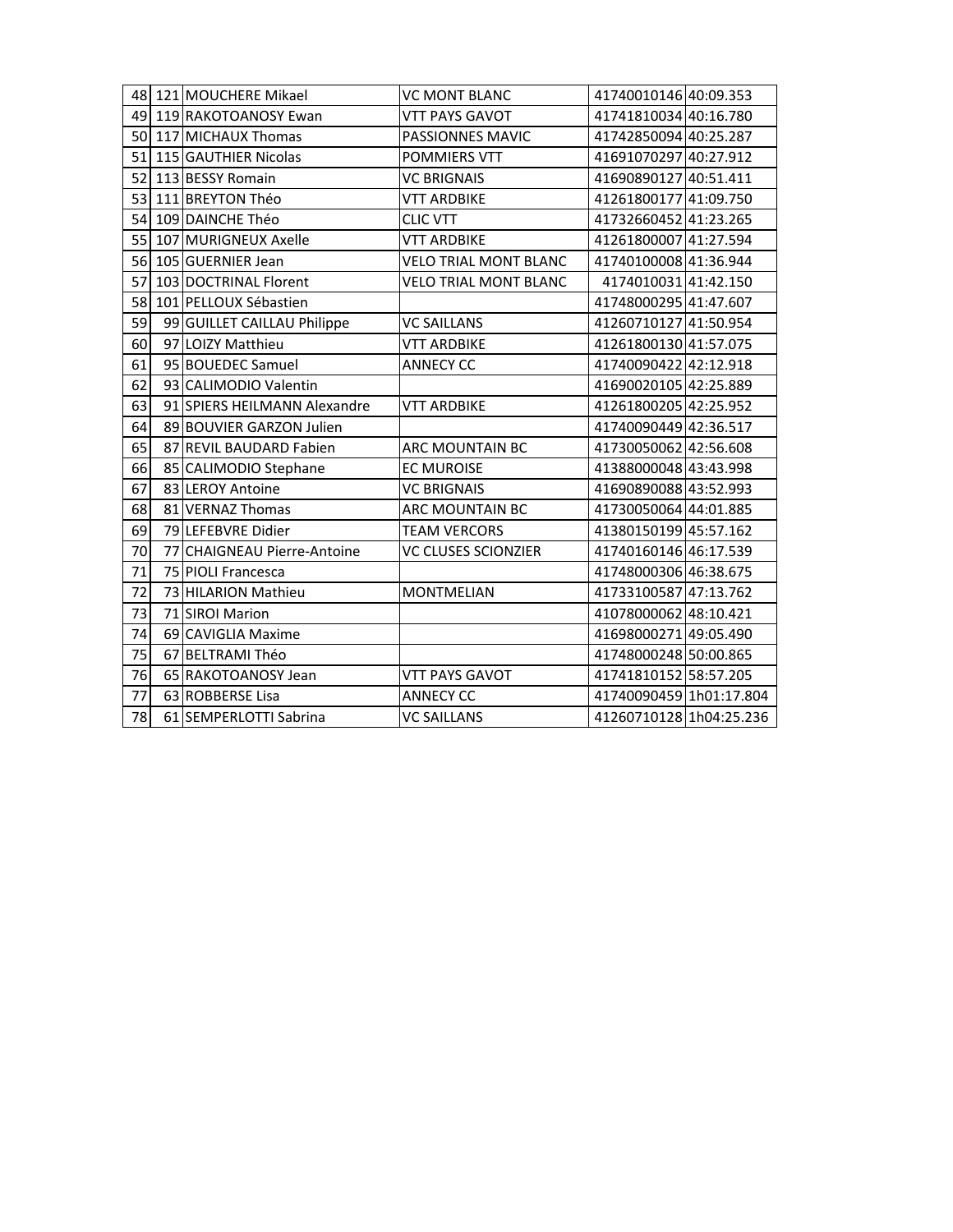| | | | | | |
|---|---|---|---|---|---|
| 48 | 121 | MOUCHERE Mikael | VC MONT BLANC | 41740010146 | 40:09.353 |
| 49 | 119 | RAKOTOANOSY Ewan | VTT PAYS GAVOT | 41741810034 | 40:16.780 |
| 50 | 117 | MICHAUX Thomas | PASSIONNES MAVIC | 41742850094 | 40:25.287 |
| 51 | 115 | GAUTHIER Nicolas | POMMIERS VTT | 41691070297 | 40:27.912 |
| 52 | 113 | BESSY Romain | VC BRIGNAIS | 41690890127 | 40:51.411 |
| 53 | 111 | BREYTON Théo | VTT ARDBIKE | 41261800177 | 41:09.750 |
| 54 | 109 | DAINCHE Théo | CLIC VTT | 41732660452 | 41:23.265 |
| 55 | 107 | MURIGNEUX Axelle | VTT ARDBIKE | 41261800007 | 41:27.594 |
| 56 | 105 | GUERNIER Jean | VELO TRIAL MONT BLANC | 41740100008 | 41:36.944 |
| 57 | 103 | DOCTRINAL Florent | VELO TRIAL MONT BLANC | 4174010031 | 41:42.150 |
| 58 | 101 | PELLOUX Sébastien | | 41748000295 | 41:47.607 |
| 59 | 99 | GUILLET CAILLAU Philippe | VC SAILLANS | 41260710127 | 41:50.954 |
| 60 | 97 | LOIZY Matthieu | VTT ARDBIKE | 41261800130 | 41:57.075 |
| 61 | 95 | BOUEDEC Samuel | ANNECY CC | 41740090422 | 42:12.918 |
| 62 | 93 | CALIMODIO Valentin | | 41690020105 | 42:25.889 |
| 63 | 91 | SPIERS HEILMANN Alexandre | VTT ARDBIKE | 41261800205 | 42:25.952 |
| 64 | 89 | BOUVIER GARZON Julien | | 41740090449 | 42:36.517 |
| 65 | 87 | REVIL BAUDARD Fabien | ARC MOUNTAIN BC | 41730050062 | 42:56.608 |
| 66 | 85 | CALIMODIO Stephane | EC MUROISE | 41388000048 | 43:43.998 |
| 67 | 83 | LEROY Antoine | VC BRIGNAIS | 41690890088 | 43:52.993 |
| 68 | 81 | VERNAZ Thomas | ARC MOUNTAIN BC | 41730050064 | 44:01.885 |
| 69 | 79 | LEFEBVRE Didier | TEAM VERCORS | 41380150199 | 45:57.162 |
| 70 | 77 | CHAIGNEAU Pierre-Antoine | VC CLUSES SCIONZIER | 41740160146 | 46:17.539 |
| 71 | 75 | PIOLI Francesca | | 41748000306 | 46:38.675 |
| 72 | 73 | HILARION Mathieu | MONTMELIAN | 41733100587 | 47:13.762 |
| 73 | 71 | SIROI Marion | | 41078000062 | 48:10.421 |
| 74 | 69 | CAVIGLIA Maxime | | 41698000271 | 49:05.490 |
| 75 | 67 | BELTRAMI Théo | | 41748000248 | 50:00.865 |
| 76 | 65 | RAKOTOANOSY Jean | VTT PAYS GAVOT | 41741810152 | 58:57.205 |
| 77 | 63 | ROBBERSE Lisa | ANNECY CC | 41740090459 | 1h01:17.804 |
| 78 | 61 | SEMPERLOTTI Sabrina | VC SAILLANS | 41260710128 | 1h04:25.236 |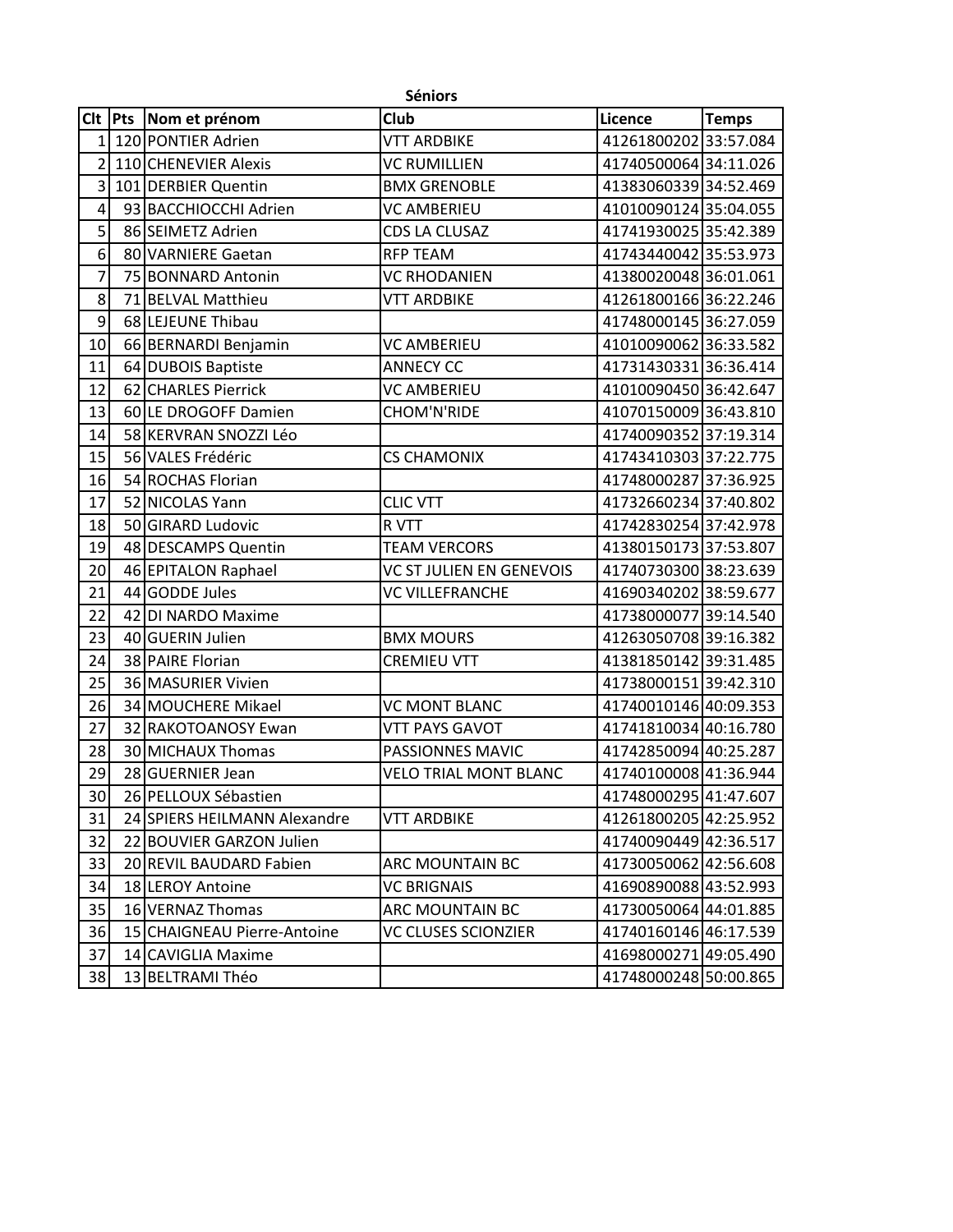**Séniors**

| Clt | Pts | Nom et prénom | Club | Licence | Temps |
|---|---|---|---|---|---|
| 1 | 120 | PONTIER Adrien | VTT ARDBIKE | 41261800202 | 33:57.084 |
| 2 | 110 | CHENEVIER Alexis | VC RUMILLIEN | 41740500064 | 34:11.026 |
| 3 | 101 | DERBIER Quentin | BMX GRENOBLE | 41383060339 | 34:52.469 |
| 4 | 93 | BACCHIOCCHI Adrien | VC AMBERIEU | 41010090124 | 35:04.055 |
| 5 | 86 | SEIMETZ Adrien | CDS LA CLUSAZ | 41741930025 | 35:42.389 |
| 6 | 80 | VARNIERE Gaetan | RFP TEAM | 41743440042 | 35:53.973 |
| 7 | 75 | BONNARD Antonin | VC RHODANIEN | 41380020048 | 36:01.061 |
| 8 | 71 | BELVAL Matthieu | VTT ARDBIKE | 41261800166 | 36:22.246 |
| 9 | 68 | LEJEUNE Thibau | | 41748000145 | 36:27.059 |
| 10 | 66 | BERNARDI Benjamin | VC AMBERIEU | 41010090062 | 36:33.582 |
| 11 | 64 | DUBOIS Baptiste | ANNECY CC | 41731430331 | 36:36.414 |
| 12 | 62 | CHARLES Pierrick | VC AMBERIEU | 41010090450 | 36:42.647 |
| 13 | 60 | LE DROGOFF Damien | CHOM'N'RIDE | 41070150009 | 36:43.810 |
| 14 | 58 | KERVRAN SNOZZI Léo | | 41740090352 | 37:19.314 |
| 15 | 56 | VALES Frédéric | CS CHAMONIX | 41743410303 | 37:22.775 |
| 16 | 54 | ROCHAS Florian | | 41748000287 | 37:36.925 |
| 17 | 52 | NICOLAS Yann | CLIC VTT | 41732660234 | 37:40.802 |
| 18 | 50 | GIRARD Ludovic | R VTT | 41742830254 | 37:42.978 |
| 19 | 48 | DESCAMPS Quentin | TEAM VERCORS | 41380150173 | 37:53.807 |
| 20 | 46 | EPITALON Raphael | VC ST JULIEN EN GENEVOIS | 41740730300 | 38:23.639 |
| 21 | 44 | GODDE Jules | VC VILLEFRANCHE | 41690340202 | 38:59.677 |
| 22 | 42 | DI NARDO Maxime | | 41738000077 | 39:14.540 |
| 23 | 40 | GUERIN Julien | BMX MOURS | 41263050708 | 39:16.382 |
| 24 | 38 | PAIRE Florian | CREMIEU VTT | 41381850142 | 39:31.485 |
| 25 | 36 | MASURIER Vivien | | 41738000151 | 39:42.310 |
| 26 | 34 | MOUCHERE Mikael | VC MONT BLANC | 41740010146 | 40:09.353 |
| 27 | 32 | RAKOTOANOSY Ewan | VTT PAYS GAVOT | 41741810034 | 40:16.780 |
| 28 | 30 | MICHAUX Thomas | PASSIONNES MAVIC | 41742850094 | 40:25.287 |
| 29 | 28 | GUERNIER Jean | VELO TRIAL MONT BLANC | 41740100008 | 41:36.944 |
| 30 | 26 | PELLOUX Sébastien | | 41748000295 | 41:47.607 |
| 31 | 24 | SPIERS HEILMANN Alexandre | VTT ARDBIKE | 41261800205 | 42:25.952 |
| 32 | 22 | BOUVIER GARZON Julien | | 41740090449 | 42:36.517 |
| 33 | 20 | REVIL BAUDARD Fabien | ARC MOUNTAIN BC | 41730050062 | 42:56.608 |
| 34 | 18 | LEROY Antoine | VC BRIGNAIS | 41690890088 | 43:52.993 |
| 35 | 16 | VERNAZ Thomas | ARC MOUNTAIN BC | 41730050064 | 44:01.885 |
| 36 | 15 | CHAIGNEAU Pierre-Antoine | VC CLUSES SCIONZIER | 41740160146 | 46:17.539 |
| 37 | 14 | CAVIGLIA Maxime | | 41698000271 | 49:05.490 |
| 38 | 13 | BELTRAMI Théo | | 41748000248 | 50:00.865 |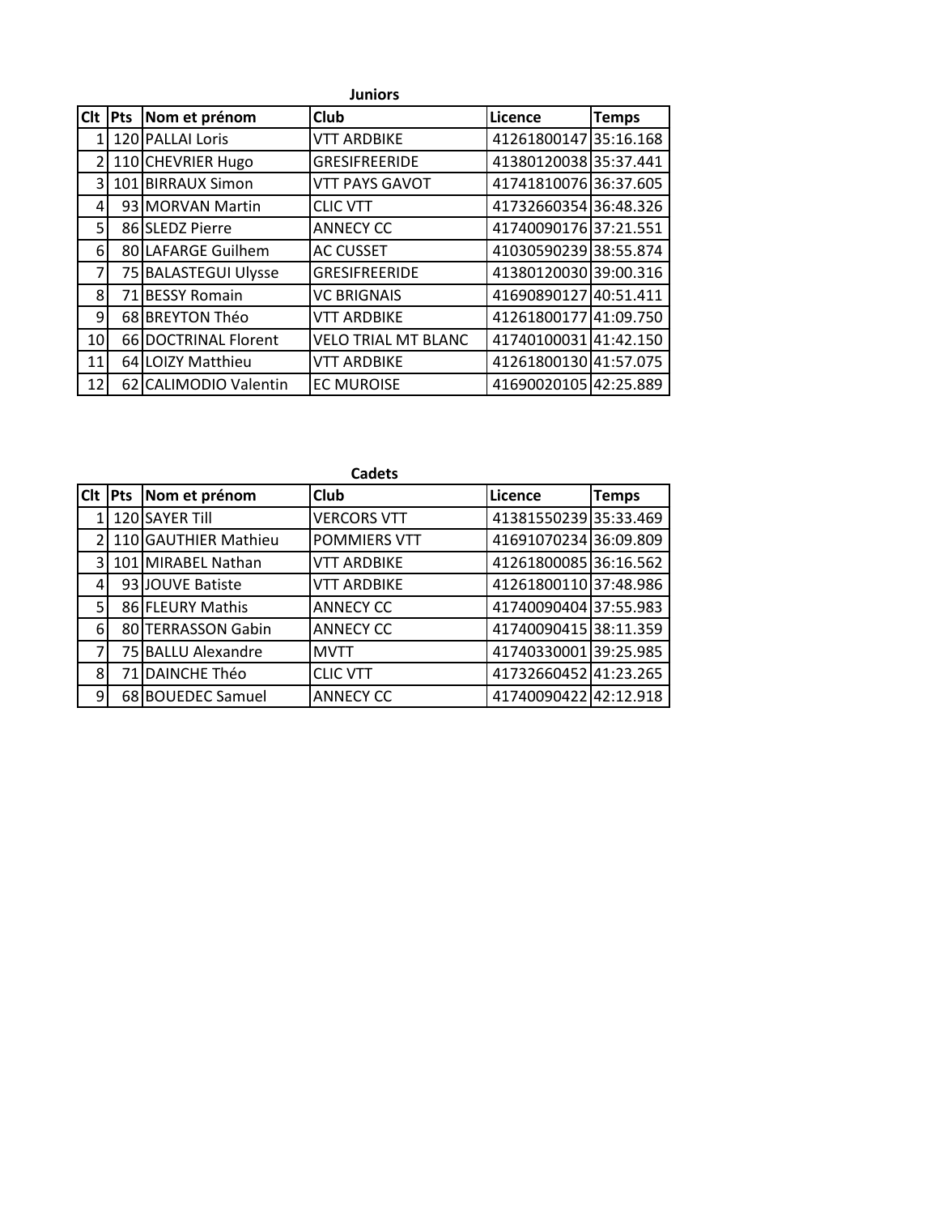**Juniors**

| Clt | Pts | Nom et prénom | Club | Licence | Temps |
|---|---|---|---|---|---|
| 1 | 120 | PALLAI Loris | VTT ARDBIKE | 41261800147 | 35:16.168 |
| 2 | 110 | CHEVRIER Hugo | GRESIFREERIDE | 41380120038 | 35:37.441 |
| 3 | 101 | BIRRAUX Simon | VTT PAYS GAVOT | 41741810076 | 36:37.605 |
| 4 | 93 | MORVAN Martin | CLIC VTT | 41732660354 | 36:48.326 |
| 5 | 86 | SLEDZ Pierre | ANNECY CC | 41740090176 | 37:21.551 |
| 6 | 80 | LAFARGE Guilhem | AC CUSSET | 41030590239 | 38:55.874 |
| 7 | 75 | BALASTEGUI Ulysse | GRESIFREERIDE | 41380120030 | 39:00.316 |
| 8 | 71 | BESSY Romain | VC BRIGNAIS | 41690890127 | 40:51.411 |
| 9 | 68 | BREYTON Théo | VTT ARDBIKE | 41261800177 | 41:09.750 |
| 10 | 66 | DOCTRINAL Florent | VELO TRIAL MT BLANC | 41740100031 | 41:42.150 |
| 11 | 64 | LOIZY Matthieu | VTT ARDBIKE | 41261800130 | 41:57.075 |
| 12 | 62 | CALIMODIO Valentin | EC MUROISE | 41690020105 | 42:25.889 |

**Cadets**

| Clt | Pts | Nom et prénom | Club | Licence | Temps |
|---|---|---|---|---|---|
| 1 | 120 | SAYER Till | VERCORS VTT | 41381550239 | 35:33.469 |
| 2 | 110 | GAUTHIER Mathieu | POMMIERS VTT | 41691070234 | 36:09.809 |
| 3 | 101 | MIRABEL Nathan | VTT ARDBIKE | 41261800085 | 36:16.562 |
| 4 | 93 | JOUVE Batiste | VTT ARDBIKE | 41261800110 | 37:48.986 |
| 5 | 86 | FLEURY Mathis | ANNECY CC | 41740090404 | 37:55.983 |
| 6 | 80 | TERRASSON Gabin | ANNECY CC | 41740090415 | 38:11.359 |
| 7 | 75 | BALLU Alexandre | MVTT | 41740330001 | 39:25.985 |
| 8 | 71 | DAINCHE Théo | CLIC VTT | 41732660452 | 41:23.265 |
| 9 | 68 | BOUEDEC Samuel | ANNECY CC | 41740090422 | 42:12.918 |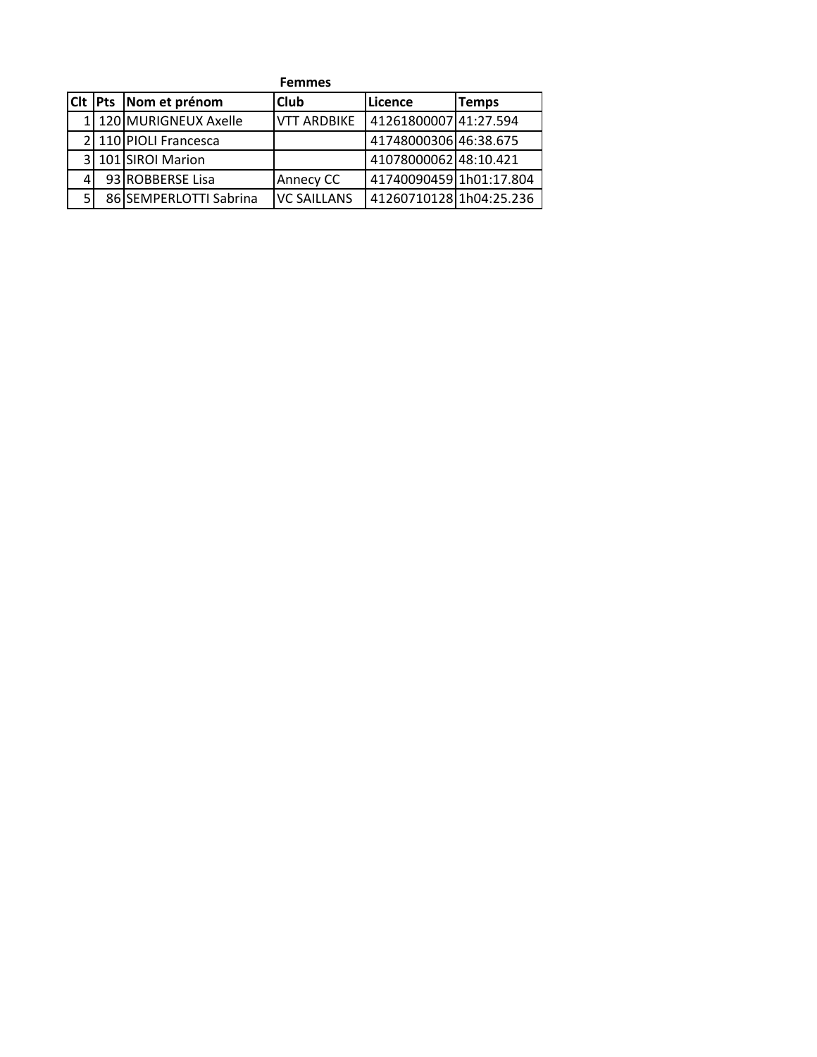**Femmes**

| Clt | Pts | Nom et prénom | Club | Licence | Temps |
|---|---|---|---|---|---|
| 1 | 120 | MURIGNEUX Axelle | VTT ARDBIKE | 41261800007 | 41:27.594 |
| 2 | 110 | PIOLI Francesca | | 41748000306 | 46:38.675 |
| 3 | 101 | SIROI Marion | | 41078000062 | 48:10.421 |
| 4 | 93 | ROBBERSE Lisa | Annecy CC | 41740090459 | 1h01:17.804 |
| 5 | 86 | SEMPERLOTTI Sabrina | VC SAILLANS | 41260710128 | 1h04:25.236 |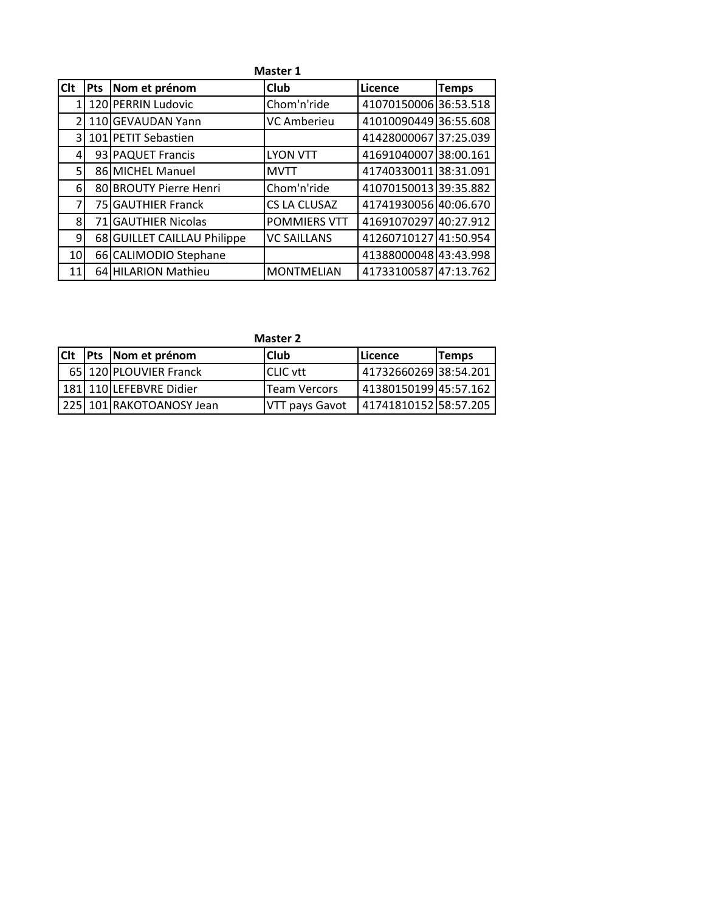### Master 1

| Clt | Pts | Nom et prénom | Club | Licence | Temps |
|---|---|---|---|---|---|
| 1 | 120 | PERRIN Ludovic | Chom'n'ride | 41070150006 | 36:53.518 |
| 2 | 110 | GEVAUDAN Yann | VC Amberieu | 41010090449 | 36:55.608 |
| 3 | 101 | PETIT Sebastien | | 41428000067 | 37:25.039 |
| 4 | 93 | PAQUET Francis | LYON VTT | 41691040007 | 38:00.161 |
| 5 | 86 | MICHEL Manuel | MVTT | 41740330011 | 38:31.091 |
| 6 | 80 | BROUTY Pierre Henri | Chom'n'ride | 41070150013 | 39:35.882 |
| 7 | 75 | GAUTHIER Franck | CS LA CLUSAZ | 41741930056 | 40:06.670 |
| 8 | 71 | GAUTHIER Nicolas | POMMIERS VTT | 41691070297 | 40:27.912 |
| 9 | 68 | GUILLET CAILLAU Philippe | VC SAILLANS | 41260710127 | 41:50.954 |
| 10 | 66 | CALIMODIO Stephane | | 41388000048 | 43:43.998 |
| 11 | 64 | HILARION Mathieu | MONTMELIAN | 41733100587 | 47:13.762 |

### Master 2

| Clt | Pts | Nom et prénom | Club | Licence | Temps |
|---|---|---|---|---|---|
| 65 | 120 | PLOUVIER Franck | CLIC vtt | 41732660269 | 38:54.201 |
| 181 | 110 | LEFEBVRE Didier | Team Vercors | 41380150199 | 45:57.162 |
| 225 | 101 | RAKOTOANOSY Jean | VTT pays Gavot | 41741810152 | 58:57.205 |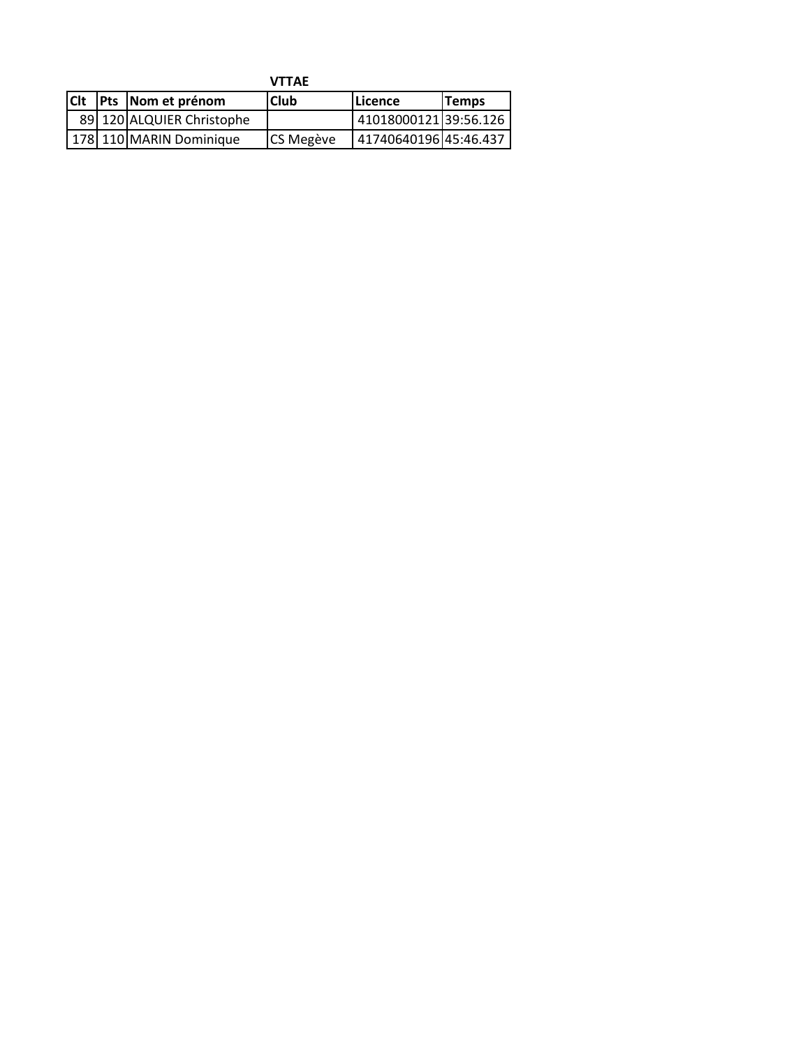**VTTAE**

| Clt | Pts | Nom et prénom | Club | Licence | Temps |
| --- | --- | --- | --- | --- | --- |
| 89 | 120 | ALQUIER Christophe | | 41018000121 | 39:56.126 |
| 178 | 110 | MARIN Dominique | CS Megève | 41740640196 | 45:46.437 |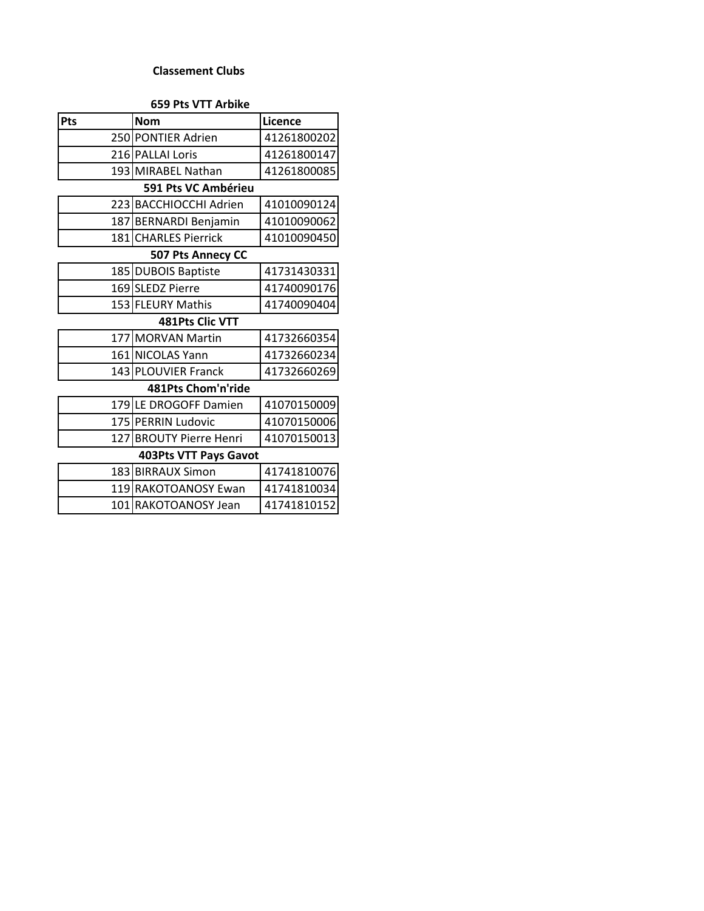**Classement Clubs**

| Pts | Nom | Licence |
|---|---|---|
| **659 Pts VTT Arbike** | | |
| 250 | PONTIER Adrien | 41261800202 |
| 216 | PALLAI Loris | 41261800147 |
| 193 | MIRABEL Nathan | 41261800085 |
| **591 Pts VC Ambérieu** | | |
| 223 | BACCHIOCCHI Adrien | 41010090124 |
| 187 | BERNARDI Benjamin | 41010090062 |
| 181 | CHARLES Pierrick | 41010090450 |
| **507 Pts Annecy CC** | | |
| 185 | DUBOIS Baptiste | 41731430331 |
| 169 | SLEDZ Pierre | 41740090176 |
| 153 | FLEURY Mathis | 41740090404 |
| **481Pts Clic VTT** | | |
| 177 | MORVAN Martin | 41732660354 |
| 161 | NICOLAS Yann | 41732660234 |
| 143 | PLOUVIER Franck | 41732660269 |
| **481Pts Chom'n'ride** | | |
| 179 | LE DROGOFF Damien | 41070150009 |
| 175 | PERRIN Ludovic | 41070150006 |
| 127 | BROUTY Pierre Henri | 41070150013 |
| **403Pts VTT Pays Gavot** | | |
| 183 | BIRRAUX Simon | 41741810076 |
| 119 | RAKOTOANOSY Ewan | 41741810034 |
| 101 | RAKOTOANOSY Jean | 41741810152 |